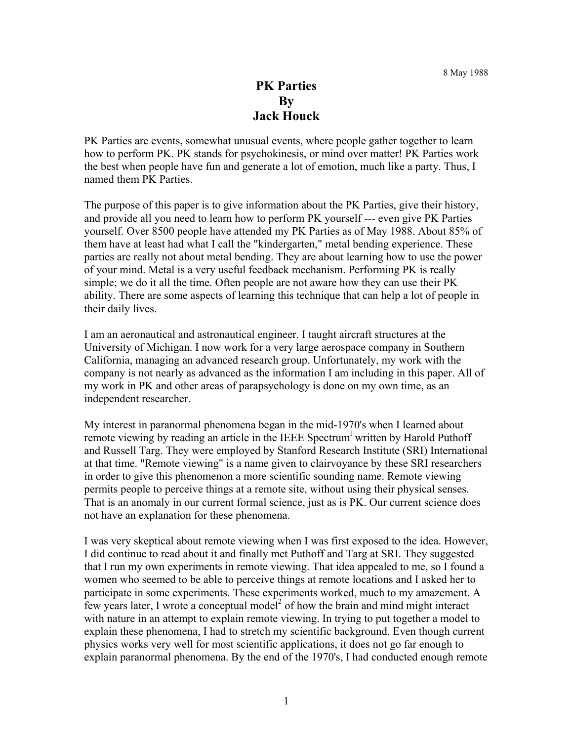8 May 1988

# PK Parties
# By
# Jack Houck

PK Parties are events, somewhat unusual events, where people gather together to learn how to perform PK. PK stands for psychokinesis, or mind over matter! PK Parties work the best when people have fun and generate a lot of emotion, much like a party. Thus, I named them PK Parties.

The purpose of this paper is to give information about the PK Parties, give their history, and provide all you need to learn how to perform PK yourself --- even give PK Parties yourself. Over 8500 people have attended my PK Parties as of May 1988. About 85% of them have at least had what I call the "kindergarten," metal bending experience. These parties are really not about metal bending. They are about learning how to use the power of your mind. Metal is a very useful feedback mechanism. Performing PK is really simple; we do it all the time. Often people are not aware how they can use their PK ability. There are some aspects of learning this technique that can help a lot of people in their daily lives.

I am an aeronautical and astronautical engineer. I taught aircraft structures at the University of Michigan. I now work for a very large aerospace company in Southern California, managing an advanced research group. Unfortunately, my work with the company is not nearly as advanced as the information I am including in this paper. All of my work in PK and other areas of parapsychology is done on my own time, as an independent researcher.

My interest in paranormal phenomena began in the mid-1970's when I learned about remote viewing by reading an article in the IEEE Spectrum[1] written by Harold Puthoff and Russell Targ. They were employed by Stanford Research Institute (SRI) International at that time. "Remote viewing" is a name given to clairvoyance by these SRI researchers in order to give this phenomenon a more scientific sounding name. Remote viewing permits people to perceive things at a remote site, without using their physical senses. That is an anomaly in our current formal science, just as is PK. Our current science does not have an explanation for these phenomena.

I was very skeptical about remote viewing when I was first exposed to the idea. However, I did continue to read about it and finally met Puthoff and Targ at SRI. They suggested that I run my own experiments in remote viewing. That idea appealed to me, so I found a women who seemed to be able to perceive things at remote locations and I asked her to participate in some experiments. These experiments worked, much to my amazement. A few years later, I wrote a conceptual model[2] of how the brain and mind might interact with nature in an attempt to explain remote viewing. In trying to put together a model to explain these phenomena, I had to stretch my scientific background. Even though current physics works very well for most scientific applications, it does not go far enough to explain paranormal phenomena. By the end of the 1970's, I had conducted enough remote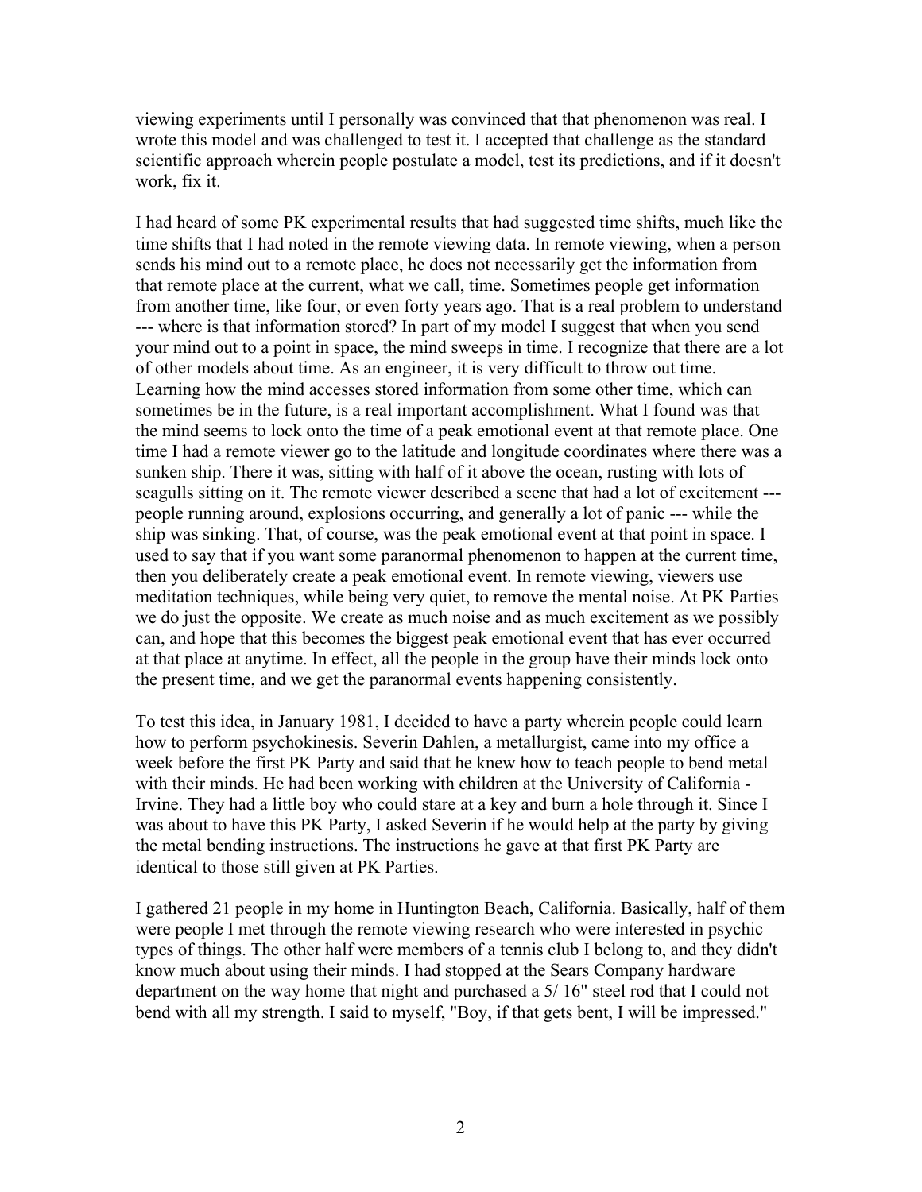viewing experiments until I personally was convinced that that phenomenon was real. I wrote this model and was challenged to test it. I accepted that challenge as the standard scientific approach wherein people postulate a model, test its predictions, and if it doesn't work, fix it.

I had heard of some PK experimental results that had suggested time shifts, much like the time shifts that I had noted in the remote viewing data. In remote viewing, when a person sends his mind out to a remote place, he does not necessarily get the information from that remote place at the current, what we call, time. Sometimes people get information from another time, like four, or even forty years ago. That is a real problem to understand --- where is that information stored? In part of my model I suggest that when you send your mind out to a point in space, the mind sweeps in time. I recognize that there are a lot of other models about time. As an engineer, it is very difficult to throw out time. Learning how the mind accesses stored information from some other time, which can sometimes be in the future, is a real important accomplishment. What I found was that the mind seems to lock onto the time of a peak emotional event at that remote place. One time I had a remote viewer go to the latitude and longitude coordinates where there was a sunken ship. There it was, sitting with half of it above the ocean, rusting with lots of seagulls sitting on it. The remote viewer described a scene that had a lot of excitement --- people running around, explosions occurring, and generally a lot of panic --- while the ship was sinking. That, of course, was the peak emotional event at that point in space. I used to say that if you want some paranormal phenomenon to happen at the current time, then you deliberately create a peak emotional event. In remote viewing, viewers use meditation techniques, while being very quiet, to remove the mental noise. At PK Parties we do just the opposite. We create as much noise and as much excitement as we possibly can, and hope that this becomes the biggest peak emotional event that has ever occurred at that place at anytime. In effect, all the people in the group have their minds lock onto the present time, and we get the paranormal events happening consistently.

To test this idea, in January 1981, I decided to have a party wherein people could learn how to perform psychokinesis. Severin Dahlen, a metallurgist, came into my office a week before the first PK Party and said that he knew how to teach people to bend metal with their minds. He had been working with children at the University of California - Irvine. They had a little boy who could stare at a key and burn a hole through it. Since I was about to have this PK Party, I asked Severin if he would help at the party by giving the metal bending instructions. The instructions he gave at that first PK Party are identical to those still given at PK Parties.

I gathered 21 people in my home in Huntington Beach, California. Basically, half of them were people I met through the remote viewing research who were interested in psychic types of things. The other half were members of a tennis club I belong to, and they didn't know much about using their minds. I had stopped at the Sears Company hardware department on the way home that night and purchased a 5/ 16" steel rod that I could not bend with all my strength. I said to myself, "Boy, if that gets bent, I will be impressed."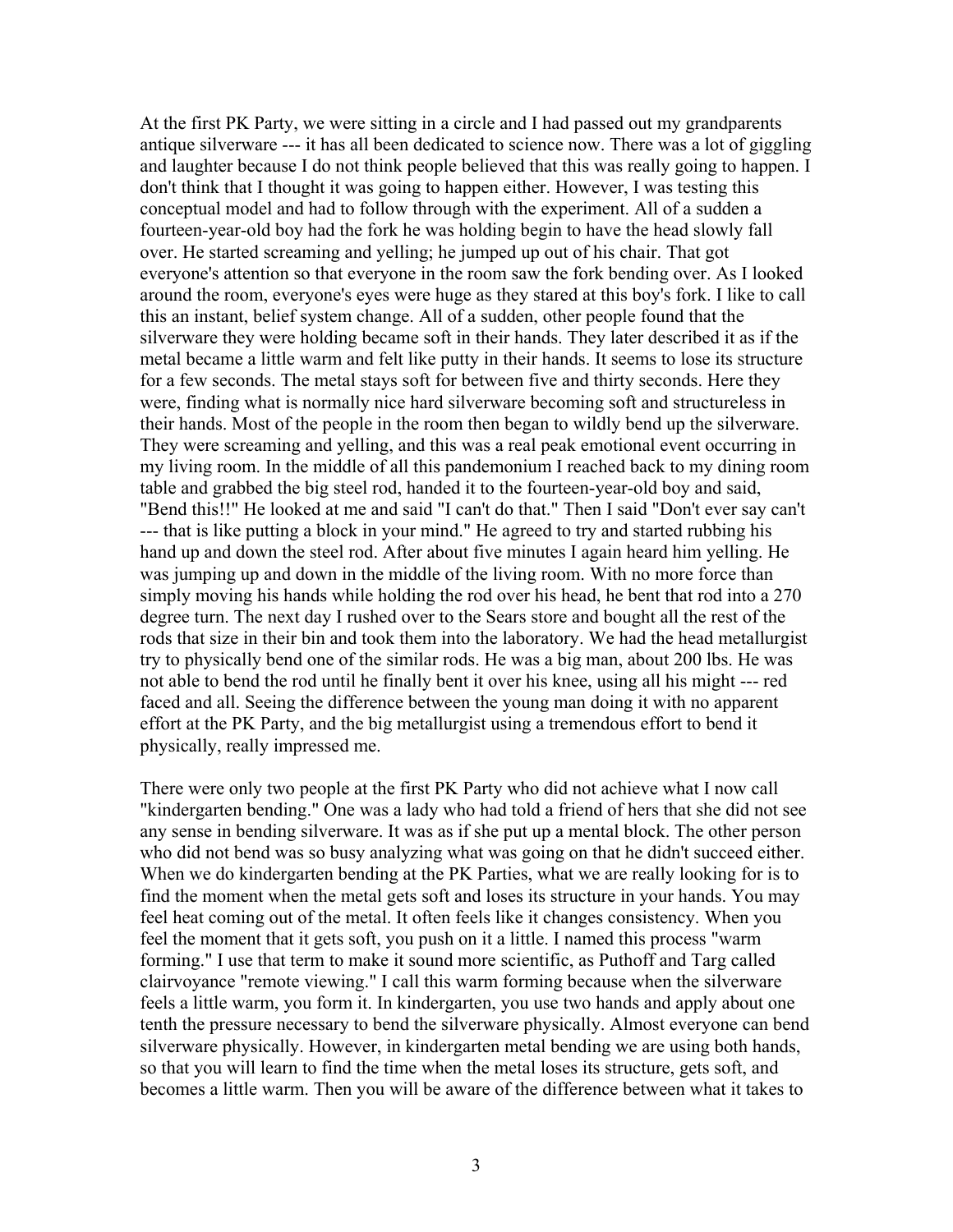At the first PK Party, we were sitting in a circle and I had passed out my grandparents antique silverware --- it has all been dedicated to science now. There was a lot of giggling and laughter because I do not think people believed that this was really going to happen. I don't think that I thought it was going to happen either. However, I was testing this conceptual model and had to follow through with the experiment. All of a sudden a fourteen-year-old boy had the fork he was holding begin to have the head slowly fall over. He started screaming and yelling; he jumped up out of his chair. That got everyone's attention so that everyone in the room saw the fork bending over. As I looked around the room, everyone's eyes were huge as they stared at this boy's fork. I like to call this an instant, belief system change. All of a sudden, other people found that the silverware they were holding became soft in their hands. They later described it as if the metal became a little warm and felt like putty in their hands. It seems to lose its structure for a few seconds. The metal stays soft for between five and thirty seconds. Here they were, finding what is normally nice hard silverware becoming soft and structureless in their hands. Most of the people in the room then began to wildly bend up the silverware. They were screaming and yelling, and this was a real peak emotional event occurring in my living room. In the middle of all this pandemonium I reached back to my dining room table and grabbed the big steel rod, handed it to the fourteen-year-old boy and said, "Bend this!!" He looked at me and said "I can't do that." Then I said "Don't ever say can't --- that is like putting a block in your mind." He agreed to try and started rubbing his hand up and down the steel rod. After about five minutes I again heard him yelling. He was jumping up and down in the middle of the living room. With no more force than simply moving his hands while holding the rod over his head, he bent that rod into a 270 degree turn. The next day I rushed over to the Sears store and bought all the rest of the rods that size in their bin and took them into the laboratory. We had the head metallurgist try to physically bend one of the similar rods. He was a big man, about 200 lbs. He was not able to bend the rod until he finally bent it over his knee, using all his might --- red faced and all. Seeing the difference between the young man doing it with no apparent effort at the PK Party, and the big metallurgist using a tremendous effort to bend it physically, really impressed me.

There were only two people at the first PK Party who did not achieve what I now call "kindergarten bending." One was a lady who had told a friend of hers that she did not see any sense in bending silverware. It was as if she put up a mental block. The other person who did not bend was so busy analyzing what was going on that he didn't succeed either. When we do kindergarten bending at the PK Parties, what we are really looking for is to find the moment when the metal gets soft and loses its structure in your hands. You may feel heat coming out of the metal. It often feels like it changes consistency. When you feel the moment that it gets soft, you push on it a little. I named this process "warm forming." I use that term to make it sound more scientific, as Puthoff and Targ called clairvoyance "remote viewing." I call this warm forming because when the silverware feels a little warm, you form it. In kindergarten, you use two hands and apply about one tenth the pressure necessary to bend the silverware physically. Almost everyone can bend silverware physically. However, in kindergarten metal bending we are using both hands, so that you will learn to find the time when the metal loses its structure, gets soft, and becomes a little warm. Then you will be aware of the difference between what it takes to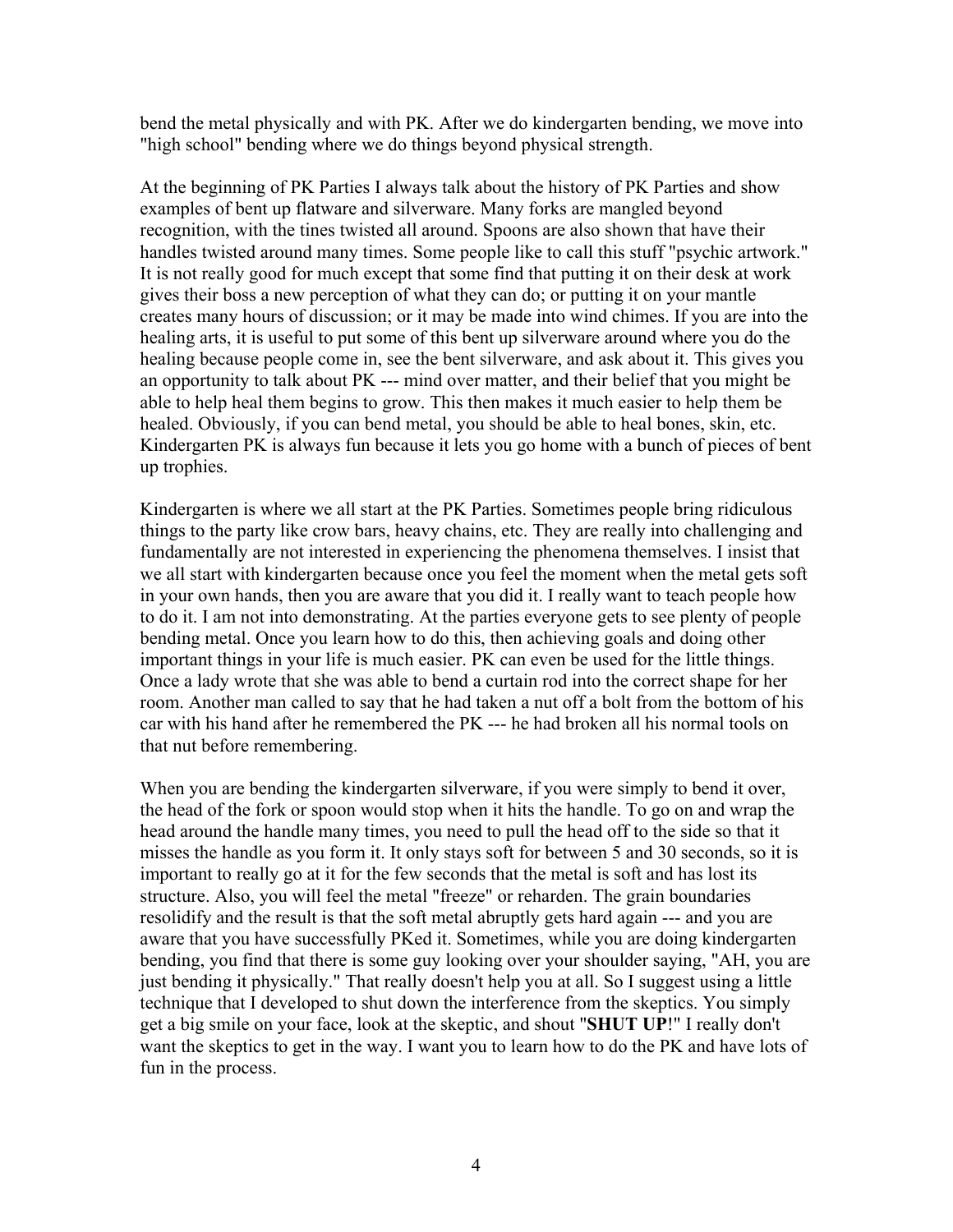bend the metal physically and with PK. After we do kindergarten bending, we move into "high school" bending where we do things beyond physical strength.

At the beginning of PK Parties I always talk about the history of PK Parties and show examples of bent up flatware and silverware. Many forks are mangled beyond recognition, with the tines twisted all around. Spoons are also shown that have their handles twisted around many times. Some people like to call this stuff "psychic artwork." It is not really good for much except that some find that putting it on their desk at work gives their boss a new perception of what they can do; or putting it on your mantle creates many hours of discussion; or it may be made into wind chimes. If you are into the healing arts, it is useful to put some of this bent up silverware around where you do the healing because people come in, see the bent silverware, and ask about it. This gives you an opportunity to talk about PK --- mind over matter, and their belief that you might be able to help heal them begins to grow. This then makes it much easier to help them be healed. Obviously, if you can bend metal, you should be able to heal bones, skin, etc. Kindergarten PK is always fun because it lets you go home with a bunch of pieces of bent up trophies.

Kindergarten is where we all start at the PK Parties. Sometimes people bring ridiculous things to the party like crow bars, heavy chains, etc. They are really into challenging and fundamentally are not interested in experiencing the phenomena themselves. I insist that we all start with kindergarten because once you feel the moment when the metal gets soft in your own hands, then you are aware that you did it. I really want to teach people how to do it. I am not into demonstrating. At the parties everyone gets to see plenty of people bending metal. Once you learn how to do this, then achieving goals and doing other important things in your life is much easier. PK can even be used for the little things. Once a lady wrote that she was able to bend a curtain rod into the correct shape for her room. Another man called to say that he had taken a nut off a bolt from the bottom of his car with his hand after he remembered the PK --- he had broken all his normal tools on that nut before remembering.

When you are bending the kindergarten silverware, if you were simply to bend it over, the head of the fork or spoon would stop when it hits the handle. To go on and wrap the head around the handle many times, you need to pull the head off to the side so that it misses the handle as you form it. It only stays soft for between 5 and 30 seconds, so it is important to really go at it for the few seconds that the metal is soft and has lost its structure. Also, you will feel the metal "freeze" or reharden. The grain boundaries resolidify and the result is that the soft metal abruptly gets hard again --- and you are aware that you have successfully PKed it. Sometimes, while you are doing kindergarten bending, you find that there is some guy looking over your shoulder saying, "AH, you are just bending it physically." That really doesn't help you at all. So I suggest using a little technique that I developed to shut down the interference from the skeptics. You simply get a big smile on your face, look at the skeptic, and shout "**SHUT UP**!" I really don't want the skeptics to get in the way. I want you to learn how to do the PK and have lots of fun in the process.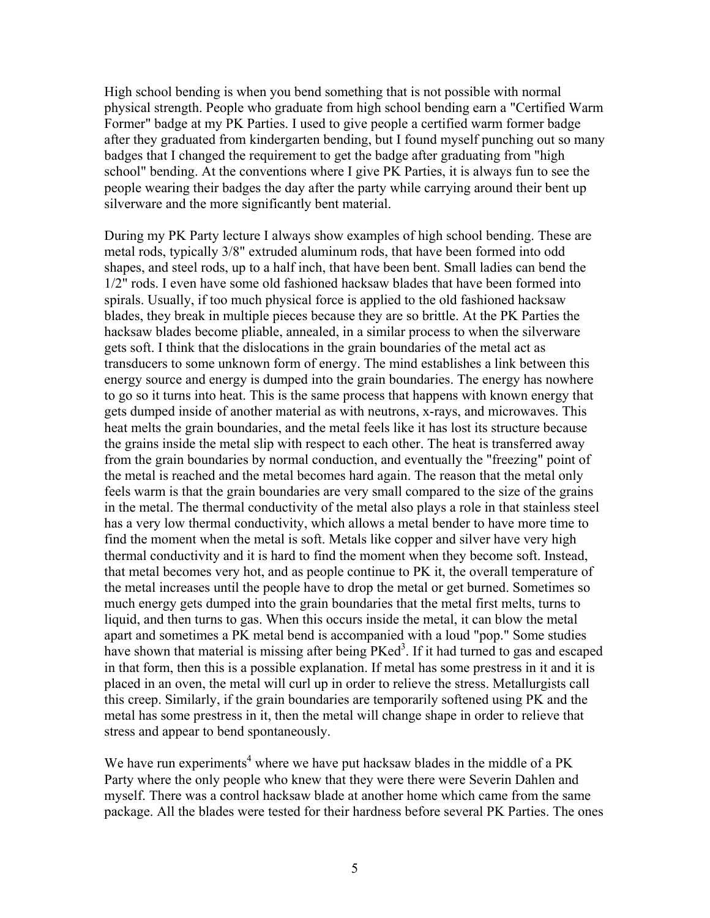High school bending is when you bend something that is not possible with normal physical strength. People who graduate from high school bending earn a "Certified Warm Former" badge at my PK Parties. I used to give people a certified warm former badge after they graduated from kindergarten bending, but I found myself punching out so many badges that I changed the requirement to get the badge after graduating from "high school" bending. At the conventions where I give PK Parties, it is always fun to see the people wearing their badges the day after the party while carrying around their bent up silverware and the more significantly bent material.

During my PK Party lecture I always show examples of high school bending. These are metal rods, typically 3/8" extruded aluminum rods, that have been formed into odd shapes, and steel rods, up to a half inch, that have been bent. Small ladies can bend the 1/2" rods. I even have some old fashioned hacksaw blades that have been formed into spirals. Usually, if too much physical force is applied to the old fashioned hacksaw blades, they break in multiple pieces because they are so brittle. At the PK Parties the hacksaw blades become pliable, annealed, in a similar process to when the silverware gets soft. I think that the dislocations in the grain boundaries of the metal act as transducers to some unknown form of energy. The mind establishes a link between this energy source and energy is dumped into the grain boundaries. The energy has nowhere to go so it turns into heat. This is the same process that happens with known energy that gets dumped inside of another material as with neutrons, x-rays, and microwaves. This heat melts the grain boundaries, and the metal feels like it has lost its structure because the grains inside the metal slip with respect to each other. The heat is transferred away from the grain boundaries by normal conduction, and eventually the "freezing" point of the metal is reached and the metal becomes hard again. The reason that the metal only feels warm is that the grain boundaries are very small compared to the size of the grains in the metal. The thermal conductivity of the metal also plays a role in that stainless steel has a very low thermal conductivity, which allows a metal bender to have more time to find the moment when the metal is soft. Metals like copper and silver have very high thermal conductivity and it is hard to find the moment when they become soft. Instead, that metal becomes very hot, and as people continue to PK it, the overall temperature of the metal increases until the people have to drop the metal or get burned. Sometimes so much energy gets dumped into the grain boundaries that the metal first melts, turns to liquid, and then turns to gas. When this occurs inside the metal, it can blow the metal apart and sometimes a PK metal bend is accompanied with a loud "pop." Some studies have shown that material is missing after being PKed[3]. If it had turned to gas and escaped in that form, then this is a possible explanation. If metal has some prestress in it and it is placed in an oven, the metal will curl up in order to relieve the stress. Metallurgists call this creep. Similarly, if the grain boundaries are temporarily softened using PK and the metal has some prestress in it, then the metal will change shape in order to relieve that stress and appear to bend spontaneously.

We have run experiments[4] where we have put hacksaw blades in the middle of a PK Party where the only people who knew that they were there were Severin Dahlen and myself. There was a control hacksaw blade at another home which came from the same package. All the blades were tested for their hardness before several PK Parties. The ones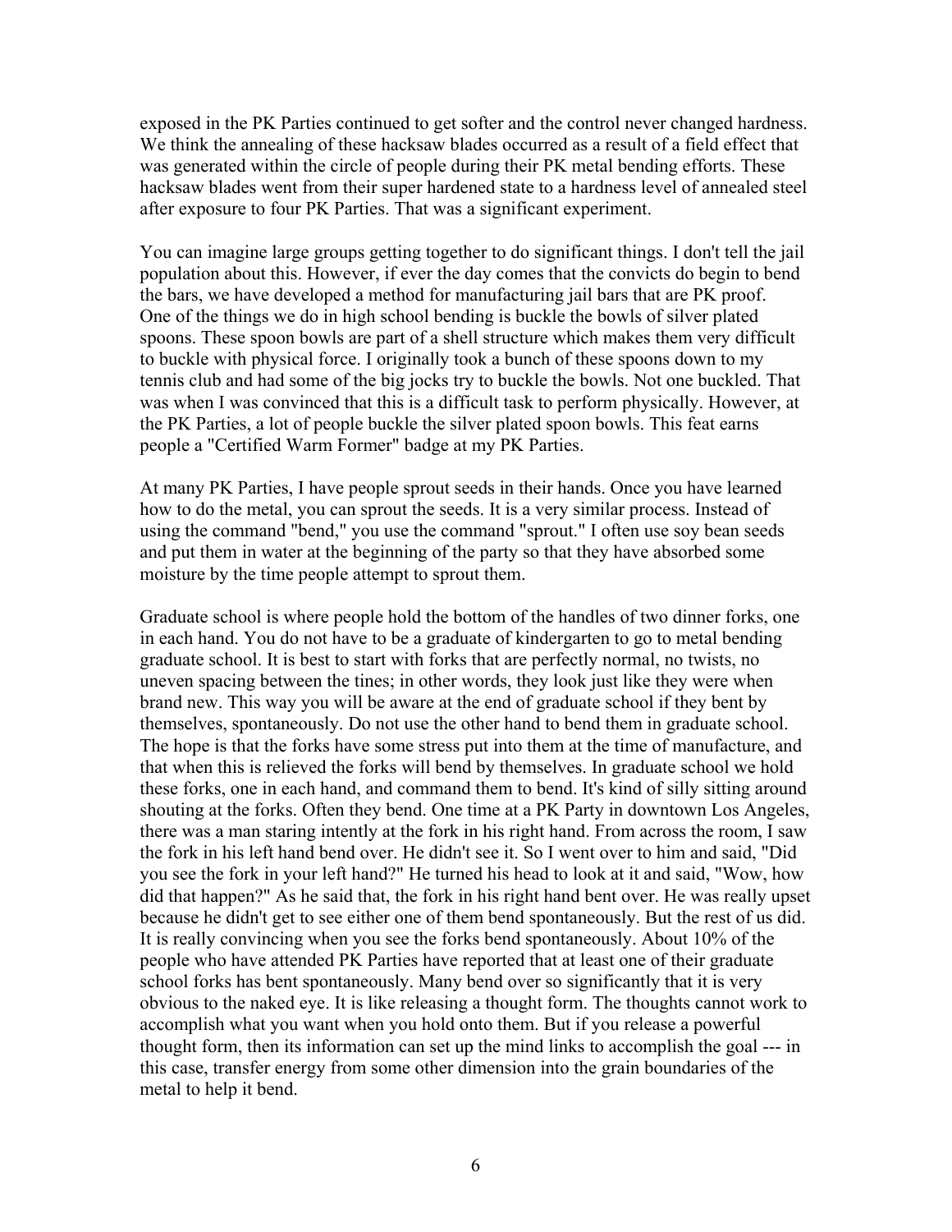exposed in the PK Parties continued to get softer and the control never changed hardness. We think the annealing of these hacksaw blades occurred as a result of a field effect that was generated within the circle of people during their PK metal bending efforts. These hacksaw blades went from their super hardened state to a hardness level of annealed steel after exposure to four PK Parties. That was a significant experiment.

You can imagine large groups getting together to do significant things. I don't tell the jail population about this. However, if ever the day comes that the convicts do begin to bend the bars, we have developed a method for manufacturing jail bars that are PK proof. One of the things we do in high school bending is buckle the bowls of silver plated spoons. These spoon bowls are part of a shell structure which makes them very difficult to buckle with physical force. I originally took a bunch of these spoons down to my tennis club and had some of the big jocks try to buckle the bowls. Not one buckled. That was when I was convinced that this is a difficult task to perform physically. However, at the PK Parties, a lot of people buckle the silver plated spoon bowls. This feat earns people a "Certified Warm Former" badge at my PK Parties.

At many PK Parties, I have people sprout seeds in their hands. Once you have learned how to do the metal, you can sprout the seeds. It is a very similar process. Instead of using the command "bend," you use the command "sprout." I often use soy bean seeds and put them in water at the beginning of the party so that they have absorbed some moisture by the time people attempt to sprout them.

Graduate school is where people hold the bottom of the handles of two dinner forks, one in each hand. You do not have to be a graduate of kindergarten to go to metal bending graduate school. It is best to start with forks that are perfectly normal, no twists, no uneven spacing between the tines; in other words, they look just like they were when brand new. This way you will be aware at the end of graduate school if they bent by themselves, spontaneously. Do not use the other hand to bend them in graduate school. The hope is that the forks have some stress put into them at the time of manufacture, and that when this is relieved the forks will bend by themselves. In graduate school we hold these forks, one in each hand, and command them to bend. It's kind of silly sitting around shouting at the forks. Often they bend. One time at a PK Party in downtown Los Angeles, there was a man staring intently at the fork in his right hand. From across the room, I saw the fork in his left hand bend over. He didn't see it. So I went over to him and said, "Did you see the fork in your left hand?" He turned his head to look at it and said, "Wow, how did that happen?" As he said that, the fork in his right hand bent over. He was really upset because he didn't get to see either one of them bend spontaneously. But the rest of us did. It is really convincing when you see the forks bend spontaneously. About 10% of the people who have attended PK Parties have reported that at least one of their graduate school forks has bent spontaneously. Many bend over so significantly that it is very obvious to the naked eye. It is like releasing a thought form. The thoughts cannot work to accomplish what you want when you hold onto them. But if you release a powerful thought form, then its information can set up the mind links to accomplish the goal --- in this case, transfer energy from some other dimension into the grain boundaries of the metal to help it bend.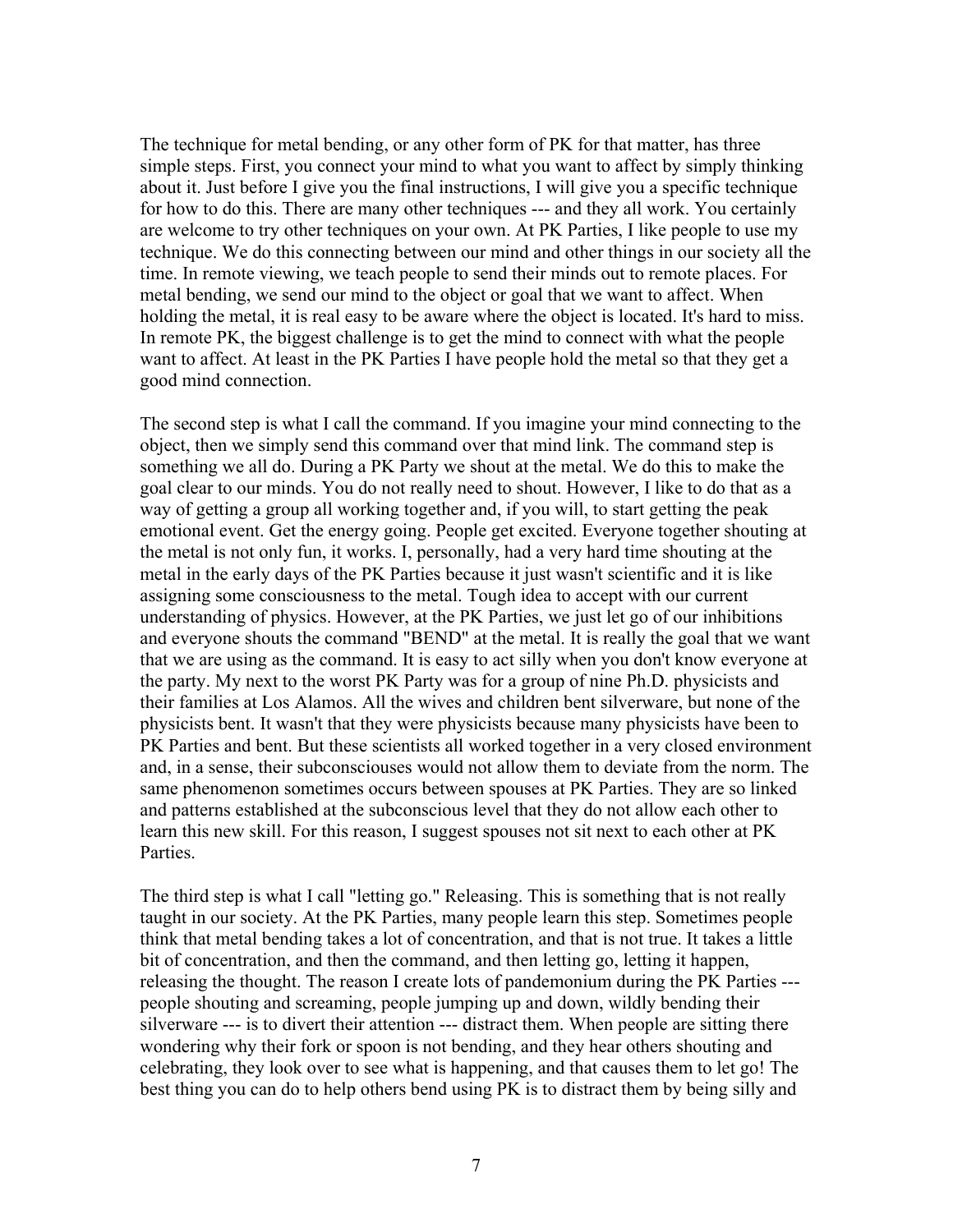The technique for metal bending, or any other form of PK for that matter, has three simple steps. First, you connect your mind to what you want to affect by simply thinking about it. Just before I give you the final instructions, I will give you a specific technique for how to do this. There are many other techniques --- and they all work. You certainly are welcome to try other techniques on your own. At PK Parties, I like people to use my technique. We do this connecting between our mind and other things in our society all the time. In remote viewing, we teach people to send their minds out to remote places. For metal bending, we send our mind to the object or goal that we want to affect. When holding the metal, it is real easy to be aware where the object is located. It's hard to miss. In remote PK, the biggest challenge is to get the mind to connect with what the people want to affect. At least in the PK Parties I have people hold the metal so that they get a good mind connection.

The second step is what I call the command. If you imagine your mind connecting to the object, then we simply send this command over that mind link. The command step is something we all do. During a PK Party we shout at the metal. We do this to make the goal clear to our minds. You do not really need to shout. However, I like to do that as a way of getting a group all working together and, if you will, to start getting the peak emotional event. Get the energy going. People get excited. Everyone together shouting at the metal is not only fun, it works. I, personally, had a very hard time shouting at the metal in the early days of the PK Parties because it just wasn't scientific and it is like assigning some consciousness to the metal. Tough idea to accept with our current understanding of physics. However, at the PK Parties, we just let go of our inhibitions and everyone shouts the command "BEND" at the metal. It is really the goal that we want that we are using as the command. It is easy to act silly when you don't know everyone at the party. My next to the worst PK Party was for a group of nine Ph.D. physicists and their families at Los Alamos. All the wives and children bent silverware, but none of the physicists bent. It wasn't that they were physicists because many physicists have been to PK Parties and bent. But these scientists all worked together in a very closed environment and, in a sense, their subconsciouses would not allow them to deviate from the norm. The same phenomenon sometimes occurs between spouses at PK Parties. They are so linked and patterns established at the subconscious level that they do not allow each other to learn this new skill. For this reason, I suggest spouses not sit next to each other at PK Parties.

The third step is what I call "letting go." Releasing. This is something that is not really taught in our society. At the PK Parties, many people learn this step. Sometimes people think that metal bending takes a lot of concentration, and that is not true. It takes a little bit of concentration, and then the command, and then letting go, letting it happen, releasing the thought. The reason I create lots of pandemonium during the PK Parties --- people shouting and screaming, people jumping up and down, wildly bending their silverware --- is to divert their attention --- distract them. When people are sitting there wondering why their fork or spoon is not bending, and they hear others shouting and celebrating, they look over to see what is happening, and that causes them to let go! The best thing you can do to help others bend using PK is to distract them by being silly and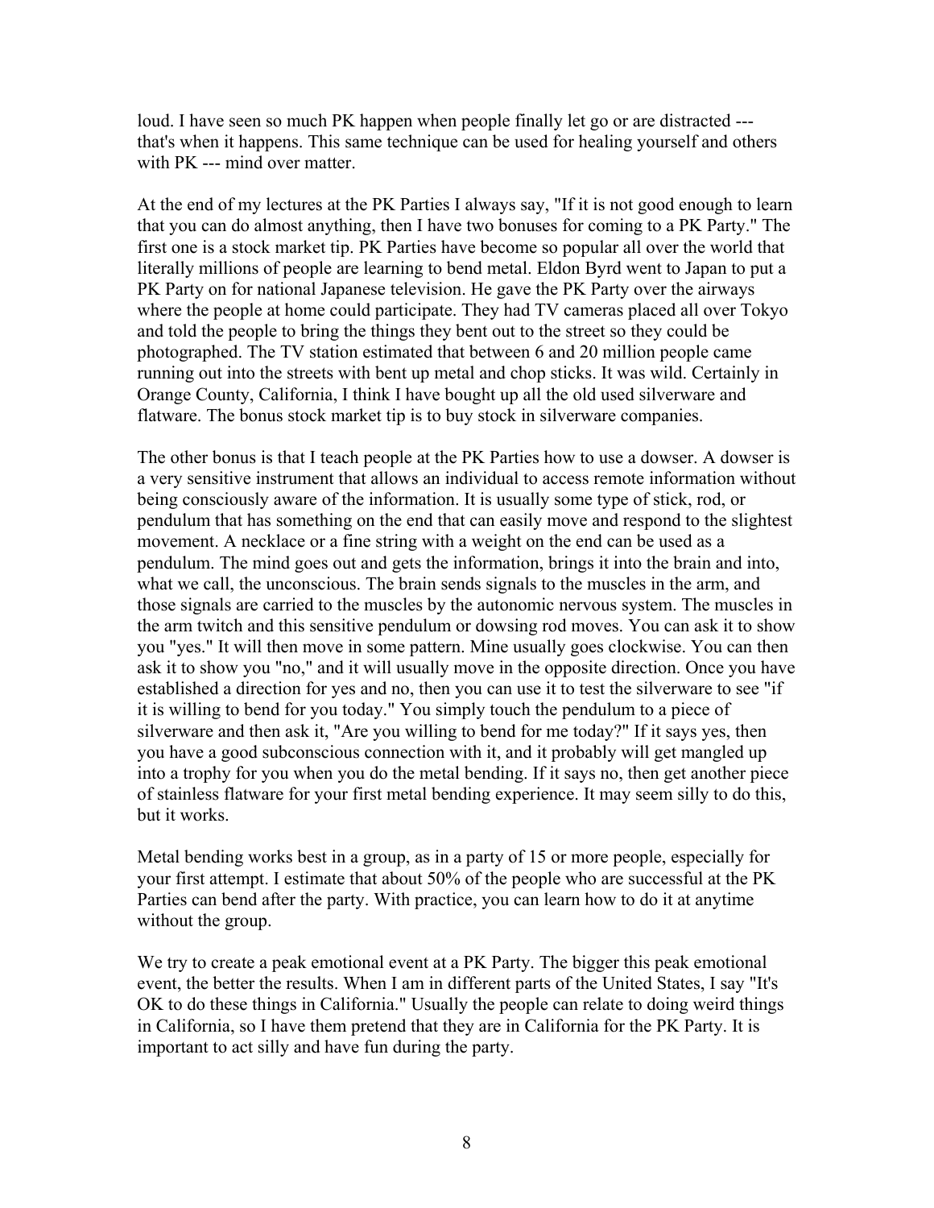loud. I have seen so much PK happen when people finally let go or are distracted --- that's when it happens. This same technique can be used for healing yourself and others with PK --- mind over matter.

At the end of my lectures at the PK Parties I always say, "If it is not good enough to learn that you can do almost anything, then I have two bonuses for coming to a PK Party." The first one is a stock market tip. PK Parties have become so popular all over the world that literally millions of people are learning to bend metal. Eldon Byrd went to Japan to put a PK Party on for national Japanese television. He gave the PK Party over the airways where the people at home could participate. They had TV cameras placed all over Tokyo and told the people to bring the things they bent out to the street so they could be photographed. The TV station estimated that between 6 and 20 million people came running out into the streets with bent up metal and chop sticks. It was wild. Certainly in Orange County, California, I think I have bought up all the old used silverware and flatware. The bonus stock market tip is to buy stock in silverware companies.

The other bonus is that I teach people at the PK Parties how to use a dowser. A dowser is a very sensitive instrument that allows an individual to access remote information without being consciously aware of the information. It is usually some type of stick, rod, or pendulum that has something on the end that can easily move and respond to the slightest movement. A necklace or a fine string with a weight on the end can be used as a pendulum. The mind goes out and gets the information, brings it into the brain and into, what we call, the unconscious. The brain sends signals to the muscles in the arm, and those signals are carried to the muscles by the autonomic nervous system. The muscles in the arm twitch and this sensitive pendulum or dowsing rod moves. You can ask it to show you "yes." It will then move in some pattern. Mine usually goes clockwise. You can then ask it to show you "no," and it will usually move in the opposite direction. Once you have established a direction for yes and no, then you can use it to test the silverware to see "if it is willing to bend for you today." You simply touch the pendulum to a piece of silverware and then ask it, "Are you willing to bend for me today?" If it says yes, then you have a good subconscious connection with it, and it probably will get mangled up into a trophy for you when you do the metal bending. If it says no, then get another piece of stainless flatware for your first metal bending experience. It may seem silly to do this, but it works.

Metal bending works best in a group, as in a party of 15 or more people, especially for your first attempt. I estimate that about 50% of the people who are successful at the PK Parties can bend after the party. With practice, you can learn how to do it at anytime without the group.

We try to create a peak emotional event at a PK Party. The bigger this peak emotional event, the better the results. When I am in different parts of the United States, I say "It's OK to do these things in California." Usually the people can relate to doing weird things in California, so I have them pretend that they are in California for the PK Party. It is important to act silly and have fun during the party.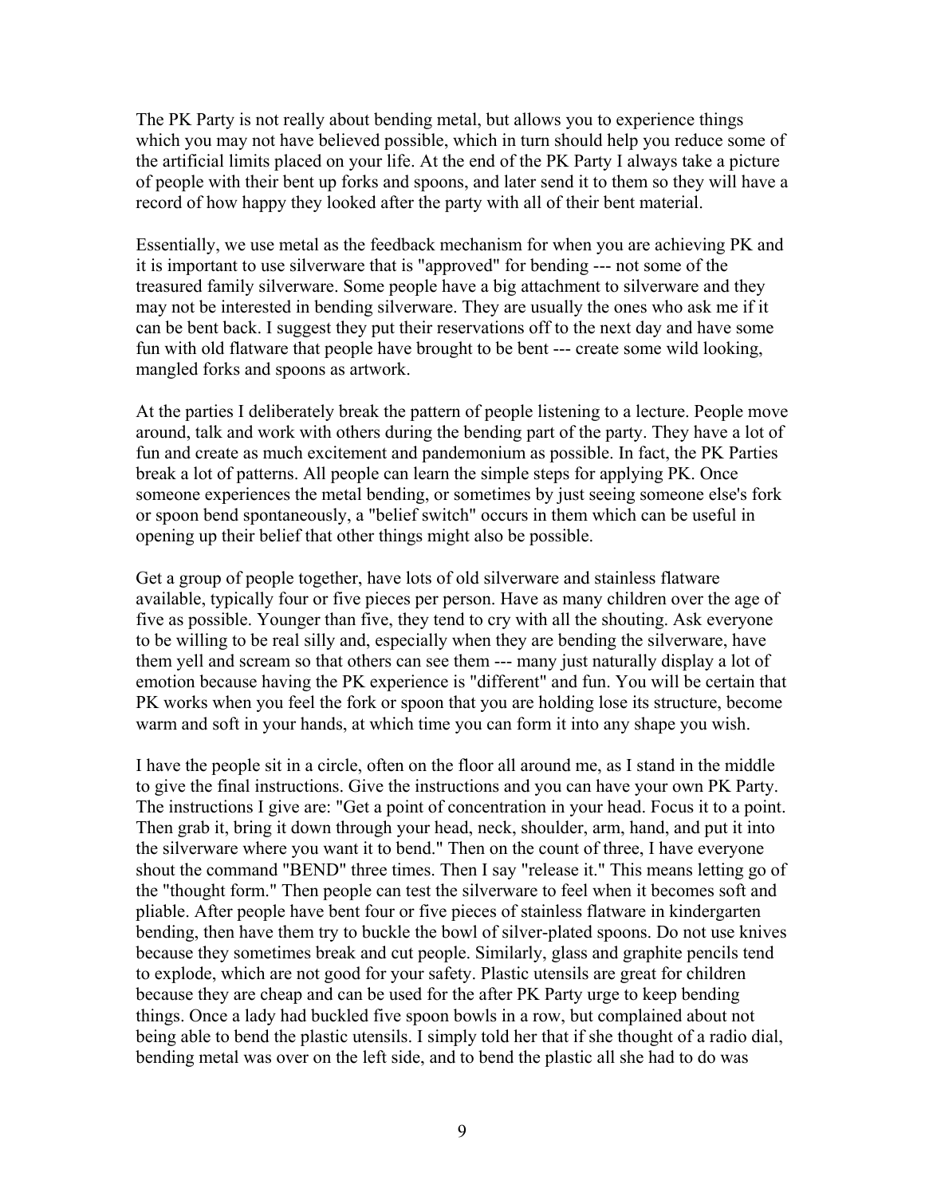The PK Party is not really about bending metal, but allows you to experience things which you may not have believed possible, which in turn should help you reduce some of the artificial limits placed on your life. At the end of the PK Party I always take a picture of people with their bent up forks and spoons, and later send it to them so they will have a record of how happy they looked after the party with all of their bent material.

Essentially, we use metal as the feedback mechanism for when you are achieving PK and it is important to use silverware that is "approved" for bending --- not some of the treasured family silverware. Some people have a big attachment to silverware and they may not be interested in bending silverware. They are usually the ones who ask me if it can be bent back. I suggest they put their reservations off to the next day and have some fun with old flatware that people have brought to be bent --- create some wild looking, mangled forks and spoons as artwork.

At the parties I deliberately break the pattern of people listening to a lecture. People move around, talk and work with others during the bending part of the party. They have a lot of fun and create as much excitement and pandemonium as possible. In fact, the PK Parties break a lot of patterns. All people can learn the simple steps for applying PK. Once someone experiences the metal bending, or sometimes by just seeing someone else's fork or spoon bend spontaneously, a "belief switch" occurs in them which can be useful in opening up their belief that other things might also be possible.

Get a group of people together, have lots of old silverware and stainless flatware available, typically four or five pieces per person. Have as many children over the age of five as possible. Younger than five, they tend to cry with all the shouting. Ask everyone to be willing to be real silly and, especially when they are bending the silverware, have them yell and scream so that others can see them --- many just naturally display a lot of emotion because having the PK experience is "different" and fun. You will be certain that PK works when you feel the fork or spoon that you are holding lose its structure, become warm and soft in your hands, at which time you can form it into any shape you wish.

I have the people sit in a circle, often on the floor all around me, as I stand in the middle to give the final instructions. Give the instructions and you can have your own PK Party. The instructions I give are: "Get a point of concentration in your head. Focus it to a point. Then grab it, bring it down through your head, neck, shoulder, arm, hand, and put it into the silverware where you want it to bend." Then on the count of three, I have everyone shout the command "BEND" three times. Then I say "release it." This means letting go of the "thought form." Then people can test the silverware to feel when it becomes soft and pliable. After people have bent four or five pieces of stainless flatware in kindergarten bending, then have them try to buckle the bowl of silver-plated spoons. Do not use knives because they sometimes break and cut people. Similarly, glass and graphite pencils tend to explode, which are not good for your safety. Plastic utensils are great for children because they are cheap and can be used for the after PK Party urge to keep bending things. Once a lady had buckled five spoon bowls in a row, but complained about not being able to bend the plastic utensils. I simply told her that if she thought of a radio dial, bending metal was over on the left side, and to bend the plastic all she had to do was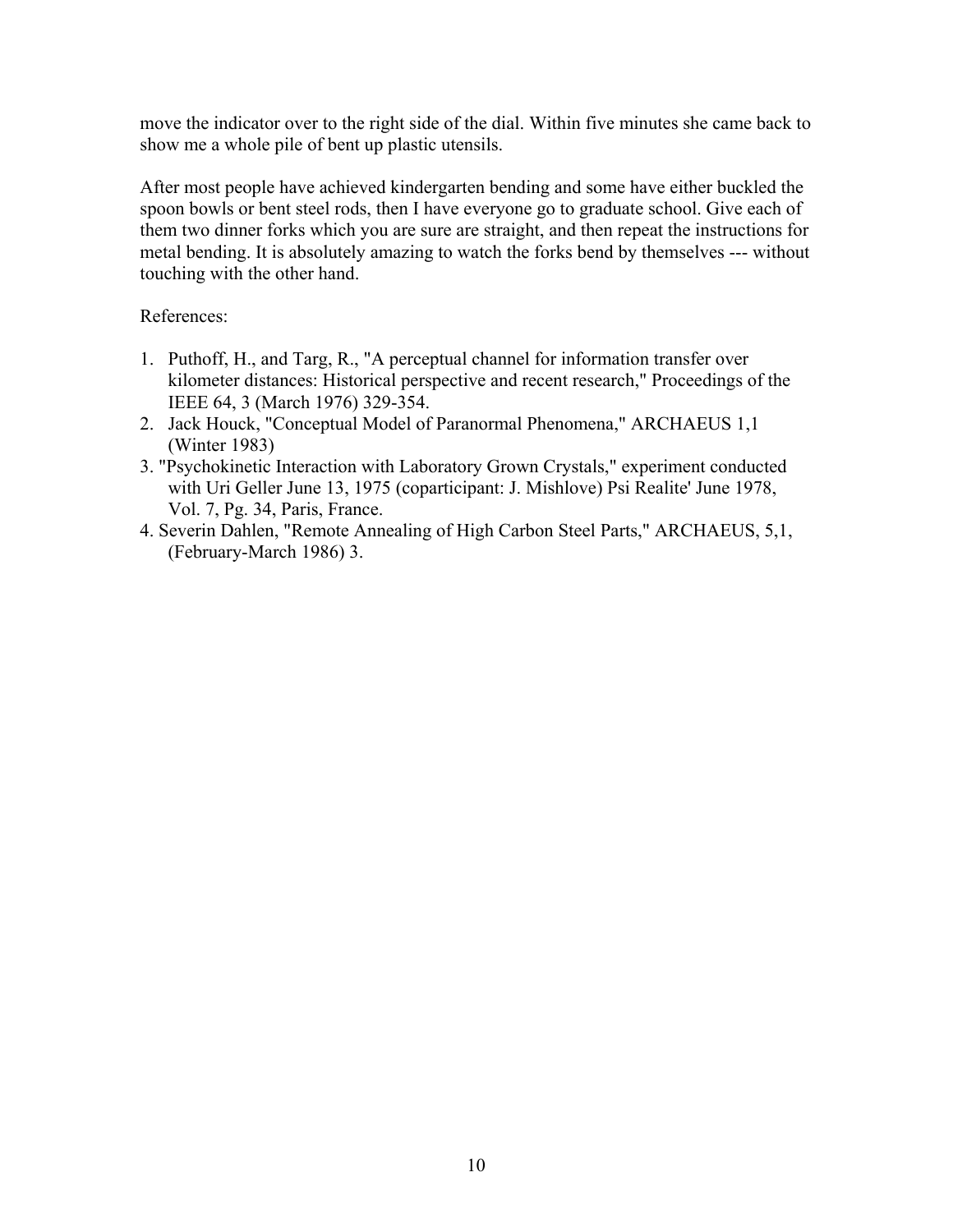move the indicator over to the right side of the dial. Within five minutes she came back to show me a whole pile of bent up plastic utensils.

After most people have achieved kindergarten bending and some have either buckled the spoon bowls or bent steel rods, then I have everyone go to graduate school. Give each of them two dinner forks which you are sure are straight, and then repeat the instructions for metal bending. It is absolutely amazing to watch the forks bend by themselves --- without touching with the other hand.

References:

1. Puthoff, H., and Targ, R., "A perceptual channel for information transfer over kilometer distances: Historical perspective and recent research," Proceedings of the IEEE 64, 3 (March 1976) 329-354.
2. Jack Houck, "Conceptual Model of Paranormal Phenomena," ARCHAEUS 1,1 (Winter 1983)
3. "Psychokinetic Interaction with Laboratory Grown Crystals," experiment conducted with Uri Geller June 13, 1975 (coparticipant: J. Mishlove) Psi Realite' June 1978, Vol. 7, Pg. 34, Paris, France.
4. Severin Dahlen, "Remote Annealing of High Carbon Steel Parts," ARCHAEUS, 5,1, (February-March 1986) 3.